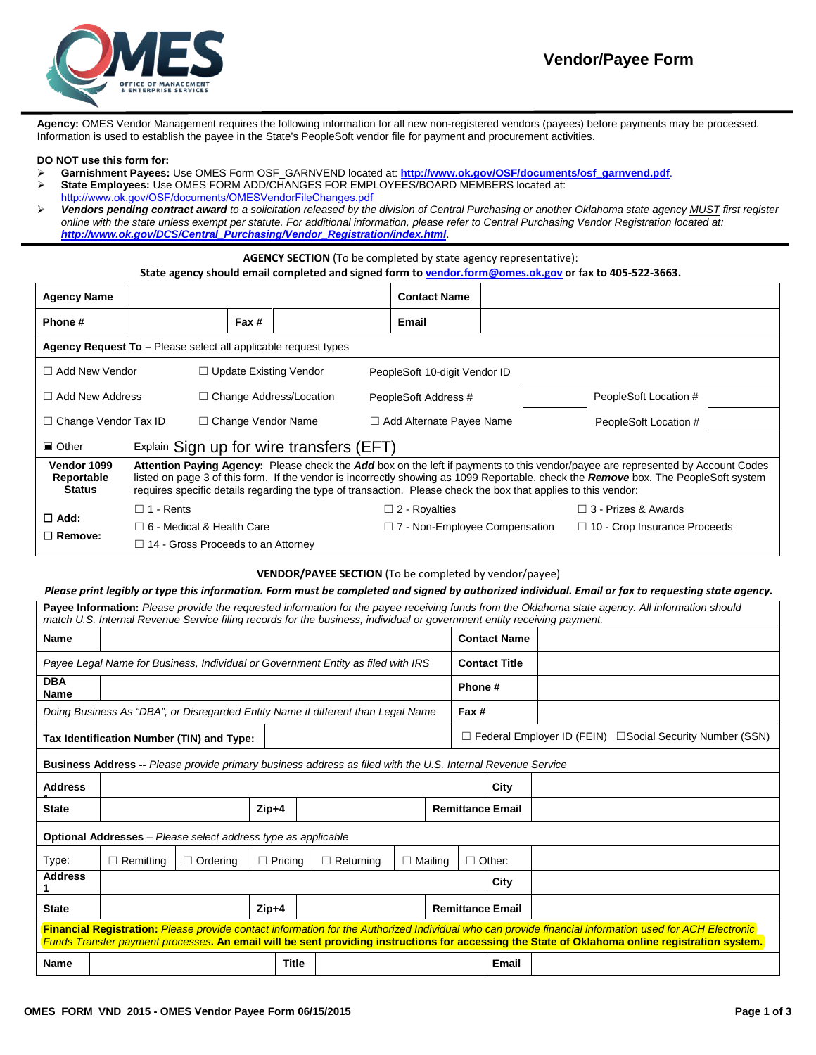# Vendor/Payee Form

OMES — Office of Management & Enterprise Services

**Agency:** OMES Vendor Management requires the following information for all new non-registered vendors (payees) before payments may be processed. Information is used to establish the payee in the State's PeopleSoft vendor file for payment and procurement activities.

**DO NOT use this form for:**

- **Garnishment Payees:** Use OMES Form OSF_GARNVEND located at: **http://www.ok.gov/OSF/documents/osf_garnvend.pdf**.
- **State Employees:** Use OMES FORM ADD/CHANGES FOR EMPLOYEES/BOARD MEMBERS located at: http://www.ok.gov/OSF/documents/OMESVendorFileChanges.pdf
- ***Vendors pending contract award*** *to a solicitation released by the division of Central Purchasing or another Oklahoma state agency* ***MUST*** *first register online with the state unless exempt per statute. For additional information, please refer to Central Purchasing Vendor Registration located at:* ***http://www.ok.gov/DCS/Central_Purchasing/Vendor_Registration/index.html***.

**AGENCY SECTION** (To be completed by state agency representative):
**State agency should email completed and signed form to vendor.form@omes.ok.gov or fax to 405-522-3663.**

| **Agency Name** | | | | **Contact Name** | |
|---|---|---|---|---|---|
| **Phone #** | | **Fax #** | | **Email** | |

**Agency Request To –** Please select all applicable request types

| | | | | | |
|---|---|---|---|---|---|
| ☐ Add New Vendor | ☐ Update Existing Vendor | PeopleSoft 10-digit Vendor ID | | | |
| ☐ Add New Address | ☐ Change Address/Location | PeopleSoft Address # | | PeopleSoft Location # | |
| ☐ Change Vendor Tax ID | ☐ Change Vendor Name | ☐ Add Alternate Payee Name | | PeopleSoft Location # | |
| ■ Other | Explain Sign up for wire transfers (EFT) | | | | |

| **Vendor 1099 Reportable Status** | **Attention Paying Agency:** Please check the ***Add*** box on the left if payments to this vendor/payee are represented by Account Codes listed on page 3 of this form. If the vendor is incorrectly showing as 1099 Reportable, check the ***Remove*** box. The PeopleSoft system requires specific details regarding the type of transaction. Please check the box that applies to this vendor: | | |
|---|---|---|---|
| ☐ **Add:** | ☐ 1 - Rents | ☐ 2 - Royalties | ☐ 3 - Prizes & Awards |
| ☐ **Remove:** | ☐ 6 - Medical & Health Care | ☐ 7 - Non-Employee Compensation | ☐ 10 - Crop Insurance Proceeds |
| | ☐ 14 - Gross Proceeds to an Attorney | | |

**VENDOR/PAYEE SECTION** (To be completed by vendor/payee)

***Please print legibly or type this information. Form must be completed and signed by authorized individual. Email or fax to requesting state agency.***

**Payee Information:** *Please provide the requested information for the payee receiving funds from the Oklahoma state agency. All information should match U.S. Internal Revenue Service filing records for the business, individual or government entity receiving payment.*

| | | | |
|---|---|---|---|
| **Name** | | **Contact Name** | |
| *Payee Legal Name for Business, Individual or Government Entity as filed with IRS* | | **Contact Title** | |
| **DBA Name** | | **Phone #** | |
| *Doing Business As "DBA", or Disregarded Entity Name if different than Legal Name* | | **Fax #** | |
| **Tax Identification Number (TIN) and Type:** | | ☐ Federal Employer ID (FEIN) ☐Social Security Number (SSN) | |

**Business Address --** *Please provide primary business address as filed with the U.S. Internal Revenue Service*

| | | | | | |
|---|---|---|---|---|---|
| **Address 1** | | | | **City** | |
| **State** | | **Zip+4** | | **Remittance Email** | |

**Optional Addresses** – *Please select address type as applicable*

| | | | | | | |
|---|---|---|---|---|---|---|
| Type: | ☐ Remitting | ☐ Ordering | ☐ Pricing | ☐ Returning | ☐ Mailing | ☐ Other: |
| **Address 1** | | | | | **City** | |
| **State** | | **Zip+4** | | | **Remittance Email** | |

**Financial Registration:** *Please provide contact information for the Authorized Individual who can provide financial information used for ACH Electronic Funds Transfer payment processes*. **An email will be sent providing instructions for accessing the State of Oklahoma online registration system.**

| | | | | | |
|---|---|---|---|---|---|
| **Name** | | **Title** | | **Email** | |

**OMES_FORM_VND_2015 - OMES Vendor Payee Form 06/15/2015**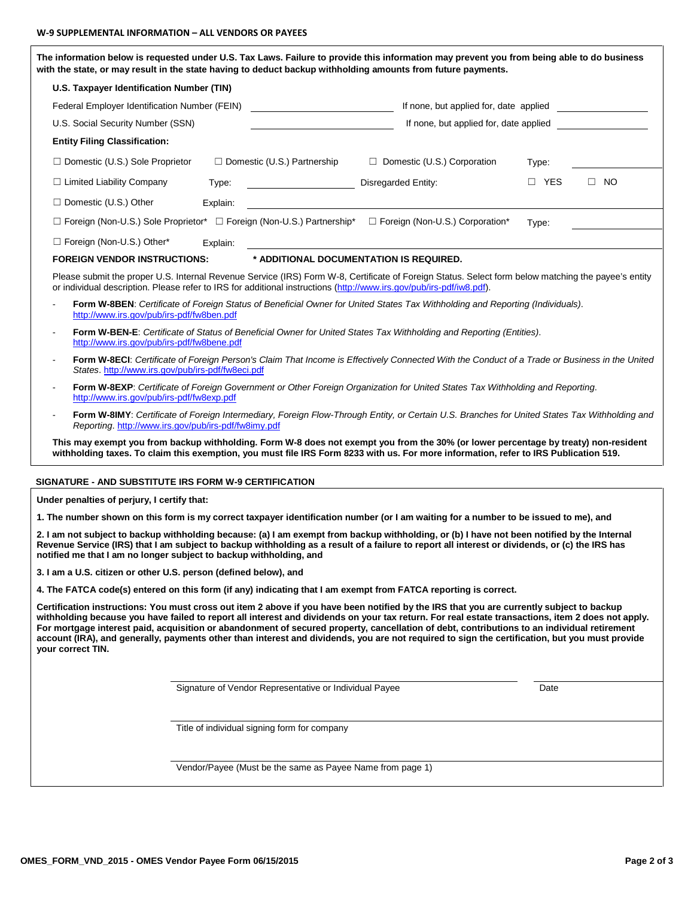## W-9 SUPPLEMENTAL INFORMATION – ALL VENDORS OR PAYEES

**The information below is requested under U.S. Tax Laws. Failure to provide this information may prevent you from being able to do business with the state, or may result in the state having to deduct backup withholding amounts from future payments.**

**U.S. Taxpayer Identification Number (TIN)**

Federal Employer Identification Number (FEIN) ____________________ If none, but applied for, date applied ____________

U.S. Social Security Number (SSN) ____________________ If none, but applied for, date applied ____________

**Entity Filing Classification:**

☐ Domestic (U.S.) Sole Proprietor ☐ Domestic (U.S.) Partnership ☐ Domestic (U.S.) Corporation Type: ____________

☐ Limited Liability Company Type: ____________ Disregarded Entity: ☐ YES ☐ NO

☐ Domestic (U.S.) Other Explain: ____________________

☐ Foreign (Non-U.S.) Sole Proprietor* ☐ Foreign (Non-U.S.) Partnership* ☐ Foreign (Non-U.S.) Corporation* Type: ____________

☐ Foreign (Non-U.S.) Other* Explain: ____________________

**FOREIGN VENDOR INSTRUCTIONS:** **\* ADDITIONAL DOCUMENTATION IS REQUIRED.**

Please submit the proper U.S. Internal Revenue Service (IRS) Form W-8, Certificate of Foreign Status. Select form below matching the payee's entity or individual description. Please refer to IRS for additional instructions (http://www.irs.gov/pub/irs-pdf/iw8.pdf).

- **Form W-8BEN**: *Certificate of Foreign Status of Beneficial Owner for United States Tax Withholding and Reporting (Individuals)*. http://www.irs.gov/pub/irs-pdf/fw8ben.pdf
- **Form W-BEN-E**: *Certificate of Status of Beneficial Owner for United States Tax Withholding and Reporting (Entities)*. http://www.irs.gov/pub/irs-pdf/fw8bene.pdf
- **Form W-8ECI**: *Certificate of Foreign Person's Claim That Income is Effectively Connected With the Conduct of a Trade or Business in the United States*. http://www.irs.gov/pub/irs-pdf/fw8eci.pdf
- **Form W-8EXP**: *Certificate of Foreign Government or Other Foreign Organization for United States Tax Withholding and Reporting*. http://www.irs.gov/pub/irs-pdf/fw8exp.pdf
- **Form W-8IMY**: *Certificate of Foreign Intermediary, Foreign Flow-Through Entity, or Certain U.S. Branches for United States Tax Withholding and Reporting*. http://www.irs.gov/pub/irs-pdf/fw8imy.pdf

**This may exempt you from backup withholding. Form W-8 does not exempt you from the 30% (or lower percentage by treaty) non-resident withholding taxes. To claim this exemption, you must file IRS Form 8233 with us. For more information, refer to IRS Publication 519.**

## SIGNATURE - AND SUBSTITUTE IRS FORM W-9 CERTIFICATION

**Under penalties of perjury, I certify that:**

**1. The number shown on this form is my correct taxpayer identification number (or I am waiting for a number to be issued to me), and**

**2. I am not subject to backup withholding because: (a) I am exempt from backup withholding, or (b) I have not been notified by the Internal Revenue Service (IRS) that I am subject to backup withholding as a result of a failure to report all interest or dividends, or (c) the IRS has notified me that I am no longer subject to backup withholding, and**

**3. I am a U.S. citizen or other U.S. person (defined below), and**

**4. The FATCA code(s) entered on this form (if any) indicating that I am exempt from FATCA reporting is correct.**

**Certification instructions: You must cross out item 2 above if you have been notified by the IRS that you are currently subject to backup withholding because you have failed to report all interest and dividends on your tax return. For real estate transactions, item 2 does not apply. For mortgage interest paid, acquisition or abandonment of secured property, cancellation of debt, contributions to an individual retirement account (IRA), and generally, payments other than interest and dividends, you are not required to sign the certification, but you must provide your correct TIN.**

________________________________________ ____________
Signature of Vendor Representative or Individual Payee Date

________________________________________
Title of individual signing form for company

________________________________________
Vendor/Payee (Must be the same as Payee Name from page 1)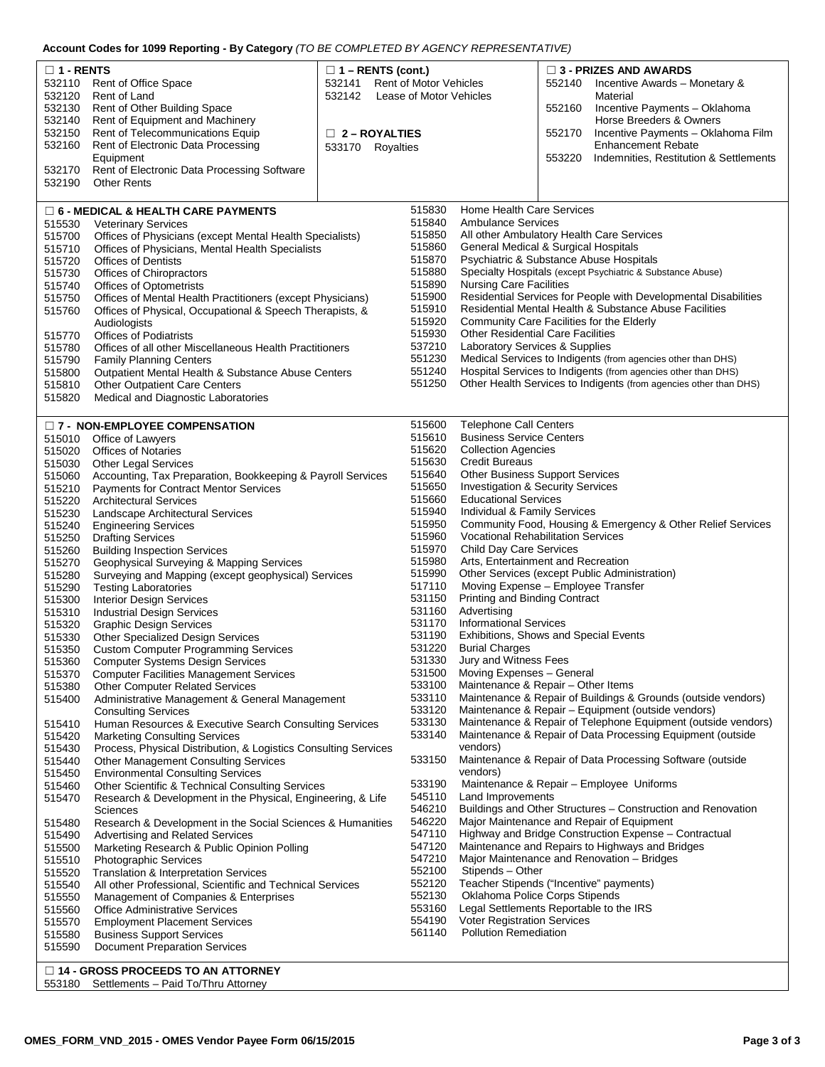**Account Codes for 1099 Reporting - By Category** *(TO BE COMPLETED BY AGENCY REPRESENTATIVE)*

☐ **1 - RENTS**

532110 Rent of Office Space
532120 Rent of Land
532130 Rent of Other Building Space
532140 Rent of Equipment and Machinery
532150 Rent of Telecommunications Equip
532160 Rent of Electronic Data Processing Equipment
532170 Rent of Electronic Data Processing Software
532190 Other Rents

☐ **1 – RENTS (cont.)**

532141 Rent of Motor Vehicles
532142 Lease of Motor Vehicles

☐ **2 – ROYALTIES**

533170 Royalties

☐ **3 - PRIZES AND AWARDS**

552140 Incentive Awards – Monetary & Material
552160 Incentive Payments – Oklahoma Horse Breeders & Owners
552170 Incentive Payments – Oklahoma Film Enhancement Rebate
553220 Indemnities, Restitution & Settlements

☐ **6 - MEDICAL & HEALTH CARE PAYMENTS**

515530 Veterinary Services
515700 Offices of Physicians (except Mental Health Specialists)
515710 Offices of Physicians, Mental Health Specialists
515720 Offices of Dentists
515730 Offices of Chiropractors
515740 Offices of Optometrists
515750 Offices of Mental Health Practitioners (except Physicians)
515760 Offices of Physical, Occupational & Speech Therapists, & Audiologists
515770 Offices of Podiatrists
515780 Offices of all other Miscellaneous Health Practitioners
515790 Family Planning Centers
515800 Outpatient Mental Health & Substance Abuse Centers
515810 Other Outpatient Care Centers
515820 Medical and Diagnostic Laboratories
515830 Home Health Care Services
515840 Ambulance Services
515850 All other Ambulatory Health Care Services
515860 General Medical & Surgical Hospitals
515870 Psychiatric & Substance Abuse Hospitals
515880 Specialty Hospitals (except Psychiatric & Substance Abuse)
515890 Nursing Care Facilities
515900 Residential Services for People with Developmental Disabilities
515910 Residential Mental Health & Substance Abuse Facilities
515920 Community Care Facilities for the Elderly
515930 Other Residential Care Facilities
537210 Laboratory Services & Supplies
551230 Medical Services to Indigents (from agencies other than DHS)
551240 Hospital Services to Indigents (from agencies other than DHS)
551250 Other Health Services to Indigents (from agencies other than DHS)

☐ **7 - NON-EMPLOYEE COMPENSATION**

515010 Office of Lawyers
515020 Offices of Notaries
515030 Other Legal Services
515060 Accounting, Tax Preparation, Bookkeeping & Payroll Services
515210 Payments for Contract Mentor Services
515220 Architectural Services
515230 Landscape Architectural Services
515240 Engineering Services
515250 Drafting Services
515260 Building Inspection Services
515270 Geophysical Surveying & Mapping Services
515280 Surveying and Mapping (except geophysical) Services
515290 Testing Laboratories
515300 Interior Design Services
515310 Industrial Design Services
515320 Graphic Design Services
515330 Other Specialized Design Services
515350 Custom Computer Programming Services
515360 Computer Systems Design Services
515370 Computer Facilities Management Services
515380 Other Computer Related Services
515400 Administrative Management & General Management Consulting Services
515410 Human Resources & Executive Search Consulting Services
515420 Marketing Consulting Services
515430 Process, Physical Distribution, & Logistics Consulting Services
515440 Other Management Consulting Services
515450 Environmental Consulting Services
515460 Other Scientific & Technical Consulting Services
515470 Research & Development in the Physical, Engineering, & Life Sciences
515480 Research & Development in the Social Sciences & Humanities
515490 Advertising and Related Services
515500 Marketing Research & Public Opinion Polling
515510 Photographic Services
515520 Translation & Interpretation Services
515540 All other Professional, Scientific and Technical Services
515550 Management of Companies & Enterprises
515560 Office Administrative Services
515570 Employment Placement Services
515580 Business Support Services
515590 Document Preparation Services
515600 Telephone Call Centers
515610 Business Service Centers
515620 Collection Agencies
515630 Credit Bureaus
515640 Other Business Support Services
515650 Investigation & Security Services
515660 Educational Services
515940 Individual & Family Services
515950 Community Food, Housing & Emergency & Other Relief Services
515960 Vocational Rehabilitation Services
515970 Child Day Care Services
515980 Arts, Entertainment and Recreation
515990 Other Services (except Public Administration)
517110 Moving Expense – Employee Transfer
531150 Printing and Binding Contract
531160 Advertising
531170 Informational Services
531190 Exhibitions, Shows and Special Events
531220 Burial Charges
531330 Jury and Witness Fees
531500 Moving Expenses – General
533100 Maintenance & Repair – Other Items
533110 Maintenance & Repair of Buildings & Grounds (outside vendors)
533120 Maintenance & Repair – Equipment (outside vendors)
533130 Maintenance & Repair of Telephone Equipment (outside vendors)
533140 Maintenance & Repair of Data Processing Equipment (outside vendors)
533150 Maintenance & Repair of Data Processing Software (outside vendors)
533190 Maintenance & Repair – Employee Uniforms
545110 Land Improvements
546210 Buildings and Other Structures – Construction and Renovation
546220 Major Maintenance and Repair of Equipment
547110 Highway and Bridge Construction Expense – Contractual
547120 Maintenance and Repairs to Highways and Bridges
547210 Major Maintenance and Renovation – Bridges
552100 Stipends – Other
552120 Teacher Stipends ("Incentive" payments)
552130 Oklahoma Police Corps Stipends
553160 Legal Settlements Reportable to the IRS
554190 Voter Registration Services
561140 Pollution Remediation

☐ **14 - GROSS PROCEEDS TO AN ATTORNEY**

553180 Settlements – Paid To/Thru Attorney

OMES_FORM_VND_2015 - OMES Vendor Payee Form 06/15/2015